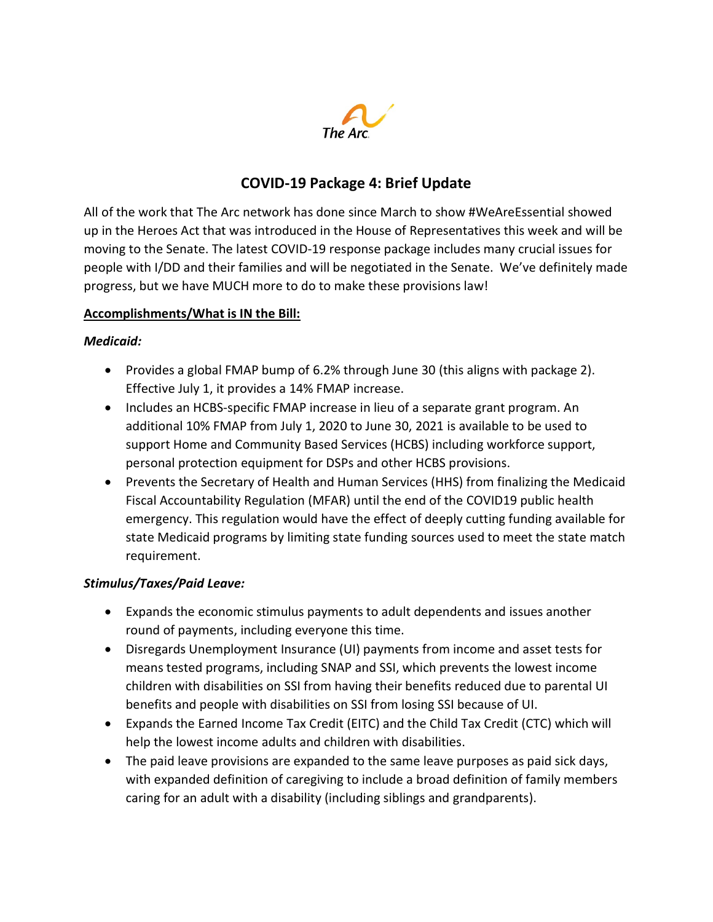The Arc

# COVID-19 Package 4: Brief Update

All of the work that The Arc network has done since March to show #WeAreEssential showed up in the Heroes Act that was introduced in the House of Representatives this week and will be moving to the Senate. The latest COVID-19 response package includes many crucial issues for people with I/DD and their families and will be negotiated in the Senate. We've definitely made progress, but we have MUCH more to do to make these provisions law!

**Accomplishments/What is IN the Bill:**

***Medicaid:***

- Provides a global FMAP bump of 6.2% through June 30 (this aligns with package 2). Effective July 1, it provides a 14% FMAP increase.
- Includes an HCBS-specific FMAP increase in lieu of a separate grant program. An additional 10% FMAP from July 1, 2020 to June 30, 2021 is available to be used to support Home and Community Based Services (HCBS) including workforce support, personal protection equipment for DSPs and other HCBS provisions.
- Prevents the Secretary of Health and Human Services (HHS) from finalizing the Medicaid Fiscal Accountability Regulation (MFAR) until the end of the COVID19 public health emergency. This regulation would have the effect of deeply cutting funding available for state Medicaid programs by limiting state funding sources used to meet the state match requirement.

***Stimulus/Taxes/Paid Leave:***

- Expands the economic stimulus payments to adult dependents and issues another round of payments, including everyone this time.
- Disregards Unemployment Insurance (UI) payments from income and asset tests for means tested programs, including SNAP and SSI, which prevents the lowest income children with disabilities on SSI from having their benefits reduced due to parental UI benefits and people with disabilities on SSI from losing SSI because of UI.
- Expands the Earned Income Tax Credit (EITC) and the Child Tax Credit (CTC) which will help the lowest income adults and children with disabilities.
- The paid leave provisions are expanded to the same leave purposes as paid sick days, with expanded definition of caregiving to include a broad definition of family members caring for an adult with a disability (including siblings and grandparents).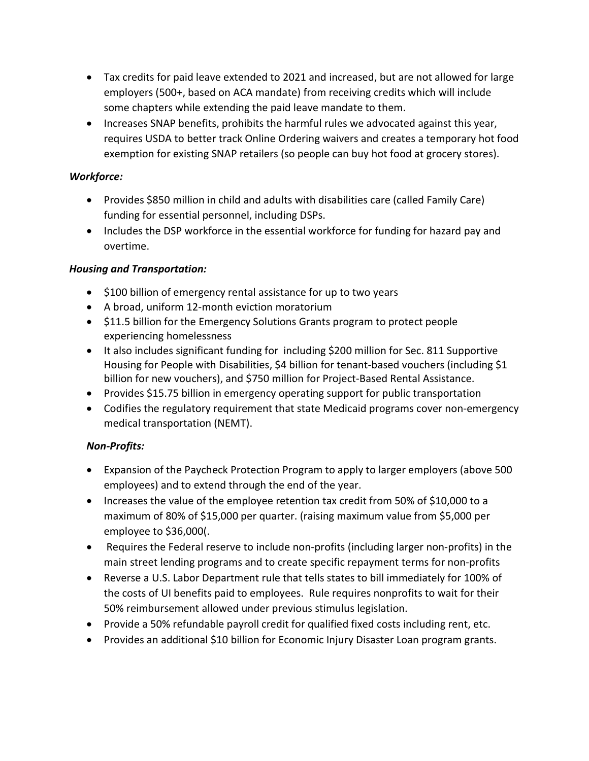- Tax credits for paid leave extended to 2021 and increased, but are not allowed for large employers (500+, based on ACA mandate) from receiving credits which will include some chapters while extending the paid leave mandate to them.
- Increases SNAP benefits, prohibits the harmful rules we advocated against this year, requires USDA to better track Online Ordering waivers and creates a temporary hot food exemption for existing SNAP retailers (so people can buy hot food at grocery stores).

***Workforce:***

- Provides $850 million in child and adults with disabilities care (called Family Care) funding for essential personnel, including DSPs.
- Includes the DSP workforce in the essential workforce for funding for hazard pay and overtime.

***Housing and Transportation:***

- $100 billion of emergency rental assistance for up to two years
- A broad, uniform 12-month eviction moratorium
- $11.5 billion for the Emergency Solutions Grants program to protect people experiencing homelessness
- It also includes significant funding for including $200 million for Sec. 811 Supportive Housing for People with Disabilities, $4 billion for tenant-based vouchers (including $1 billion for new vouchers), and $750 million for Project-Based Rental Assistance.
- Provides $15.75 billion in emergency operating support for public transportation
- Codifies the regulatory requirement that state Medicaid programs cover non-emergency medical transportation (NEMT).

***Non-Profits:***

- Expansion of the Paycheck Protection Program to apply to larger employers (above 500 employees) and to extend through the end of the year.
- Increases the value of the employee retention tax credit from 50% of $10,000 to a maximum of 80% of $15,000 per quarter. (raising maximum value from $5,000 per employee to $36,000(.
- Requires the Federal reserve to include non-profits (including larger non-profits) in the main street lending programs and to create specific repayment terms for non-profits
- Reverse a U.S. Labor Department rule that tells states to bill immediately for 100% of the costs of UI benefits paid to employees. Rule requires nonprofits to wait for their 50% reimbursement allowed under previous stimulus legislation.
- Provide a 50% refundable payroll credit for qualified fixed costs including rent, etc.
- Provides an additional $10 billion for Economic Injury Disaster Loan program grants.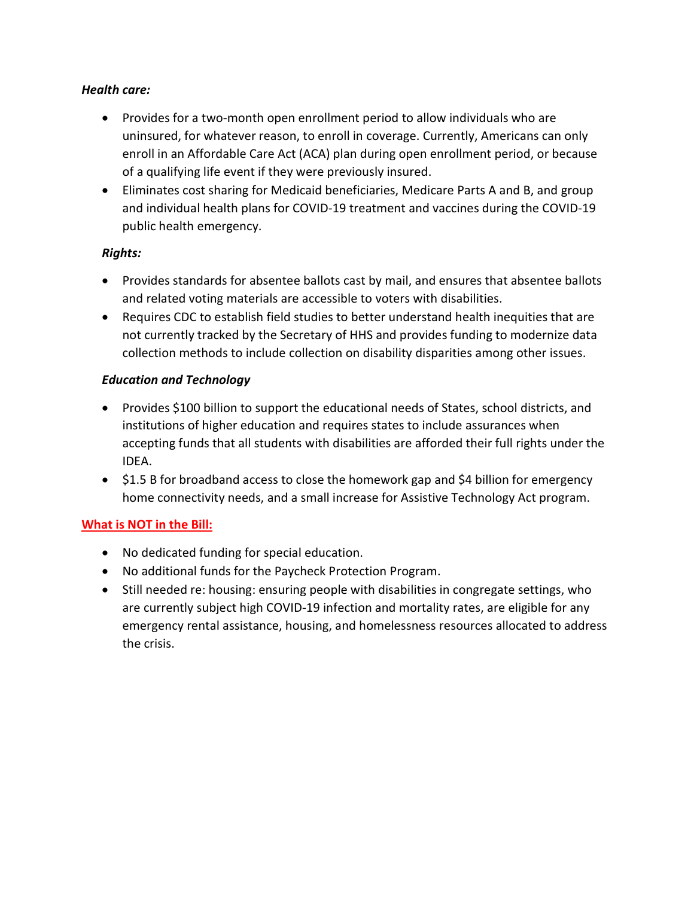***Health care:***

- Provides for a two-month open enrollment period to allow individuals who are uninsured, for whatever reason, to enroll in coverage. Currently, Americans can only enroll in an Affordable Care Act (ACA) plan during open enrollment period, or because of a qualifying life event if they were previously insured.
- Eliminates cost sharing for Medicaid beneficiaries, Medicare Parts A and B, and group and individual health plans for COVID-19 treatment and vaccines during the COVID-19 public health emergency.

***Rights:***

- Provides standards for absentee ballots cast by mail, and ensures that absentee ballots and related voting materials are accessible to voters with disabilities.
- Requires CDC to establish field studies to better understand health inequities that are not currently tracked by the Secretary of HHS and provides funding to modernize data collection methods to include collection on disability disparities among other issues.

***Education and Technology***

- Provides $100 billion to support the educational needs of States, school districts, and institutions of higher education and requires states to include assurances when accepting funds that all students with disabilities are afforded their full rights under the IDEA.
- $1.5 B for broadband access to close the homework gap and $4 billion for emergency home connectivity needs, and a small increase for Assistive Technology Act program.

**What is NOT in the Bill:**

- No dedicated funding for special education.
- No additional funds for the Paycheck Protection Program.
- Still needed re: housing: ensuring people with disabilities in congregate settings, who are currently subject high COVID-19 infection and mortality rates, are eligible for any emergency rental assistance, housing, and homelessness resources allocated to address the crisis.